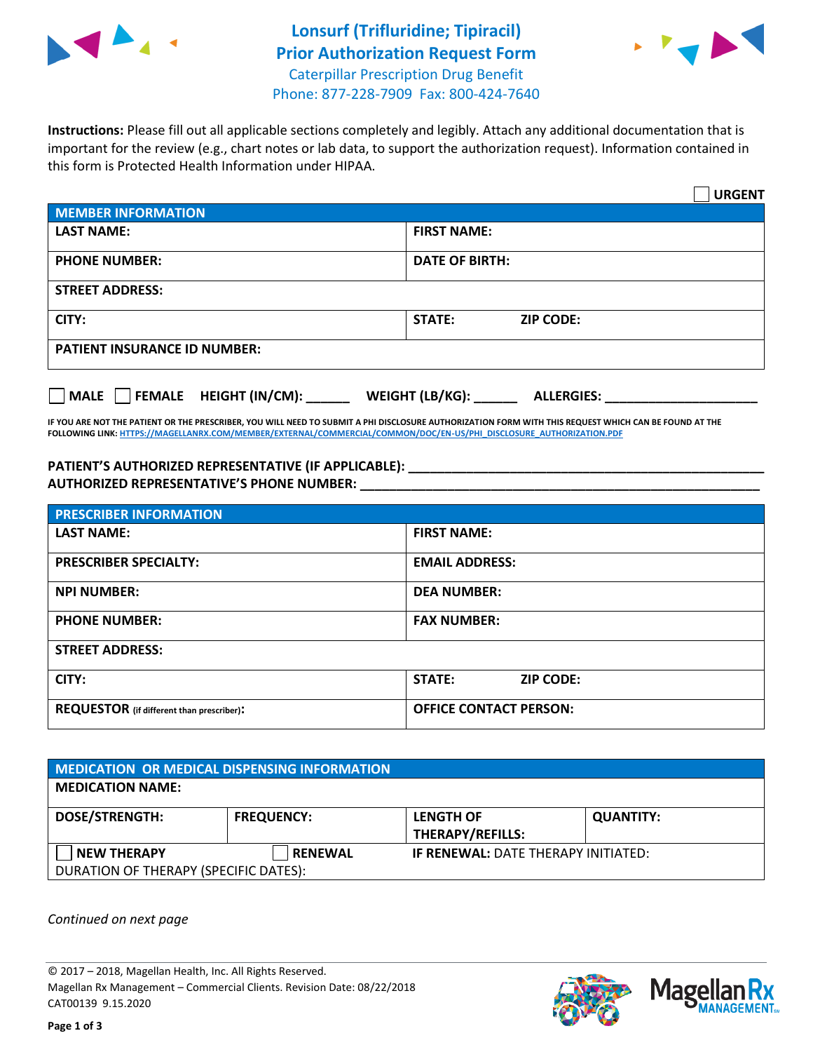# Lonsurf (Trifluridine; Tipiracil) Prior Authorization Request Form

Caterpillar Prescription Drug Benefit
Phone: 877-228-7909 Fax: 800-424-7640

**Instructions:** Please fill out all applicable sections completely and legibly. Attach any additional documentation that is important for the review (e.g., chart notes or lab data, to support the authorization request). Information contained in this form is Protected Health Information under HIPAA.

☐ **URGENT**

| MEMBER INFORMATION | |
|---|---|
| **LAST NAME:** | **FIRST NAME:** |
| **PHONE NUMBER:** | **DATE OF BIRTH:** |
| **STREET ADDRESS:** | |
| **CITY:** | **STATE:** **ZIP CODE:** |
| **PATIENT INSURANCE ID NUMBER:** | |

☐ **MALE** ☐ **FEMALE** **HEIGHT (IN/CM):** ______ **WEIGHT (LB/KG):** ______ **ALLERGIES:** ____________________

**IF YOU ARE NOT THE PATIENT OR THE PRESCRIBER, YOU WILL NEED TO SUBMIT A PHI DISCLOSURE AUTHORIZATION FORM WITH THIS REQUEST WHICH CAN BE FOUND AT THE FOLLOWING LINK: HTTPS://MAGELLANRX.COM/MEMBER/EXTERNAL/COMMERCIAL/COMMON/DOC/EN-US/PHI_DISCLOSURE_AUTHORIZATION.PDF**

**PATIENT'S AUTHORIZED REPRESENTATIVE (IF APPLICABLE):** ____________________
**AUTHORIZED REPRESENTATIVE'S PHONE NUMBER:** ____________________

| PRESCRIBER INFORMATION | |
|---|---|
| **LAST NAME:** | **FIRST NAME:** |
| **PRESCRIBER SPECIALTY:** | **EMAIL ADDRESS:** |
| **NPI NUMBER:** | **DEA NUMBER:** |
| **PHONE NUMBER:** | **FAX NUMBER:** |
| **STREET ADDRESS:** | |
| **CITY:** | **STATE:** **ZIP CODE:** |
| **REQUESTOR** (if different than prescriber)**:** | **OFFICE CONTACT PERSON:** |

| MEDICATION OR MEDICAL DISPENSING INFORMATION | | | |
|---|---|---|---|
| **MEDICATION NAME:** | | | |
| **DOSE/STRENGTH:** | **FREQUENCY:** | **LENGTH OF THERAPY/REFILLS:** | **QUANTITY:** |
| ☐ **NEW THERAPY** | ☐ **RENEWAL** | **IF RENEWAL:** DATE THERAPY INITIATED: | |
| DURATION OF THERAPY (SPECIFIC DATES): | | | |

*Continued on next page*

© 2017 – 2018, Magellan Health, Inc. All Rights Reserved.
Magellan Rx Management – Commercial Clients. Revision Date: 08/22/2018
CAT00139 9.15.2020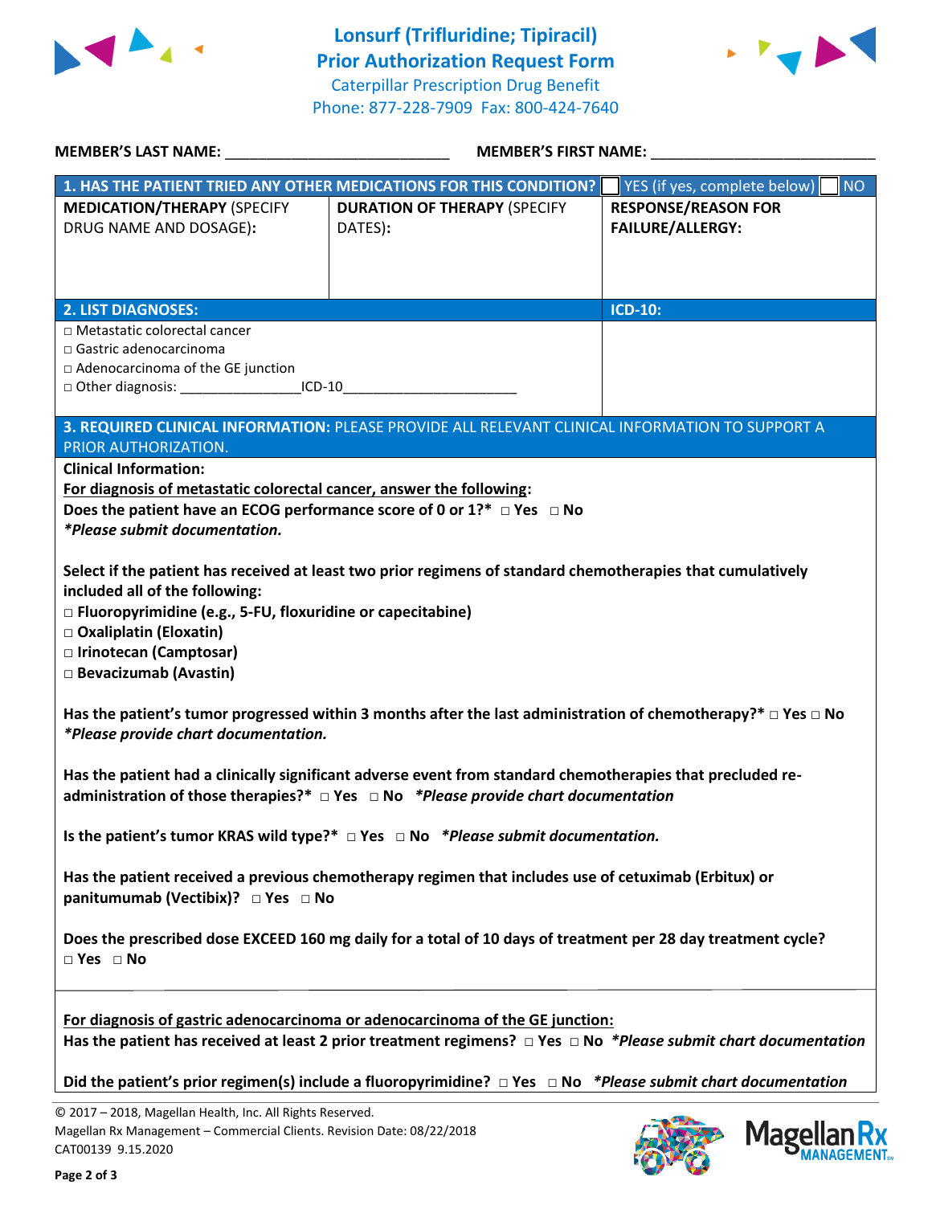# Lonsurf (Trifluridine; Tipiracil) Prior Authorization Request Form

Caterpillar Prescription Drug Benefit
Phone: 877-228-7909 Fax: 800-424-7640

**MEMBER'S LAST NAME:** ___________________________ **MEMBER'S FIRST NAME:** ___________________________

| 1. HAS THE PATIENT TRIED ANY OTHER MEDICATIONS FOR THIS CONDITION? ☐ YES (if yes, complete below) ☐ NO | | |
|---|---|---|
| **MEDICATION/THERAPY** (SPECIFY DRUG NAME AND DOSAGE): | **DURATION OF THERAPY** (SPECIFY DATES): | **RESPONSE/REASON FOR FAILURE/ALLERGY:** |
| | | |

| 2. LIST DIAGNOSES: | ICD-10: |
|---|---|
| □ Metastatic colorectal cancer<br>□ Gastric adenocarcinoma<br>□ Adenocarcinoma of the GE junction<br>□ Other diagnosis: _______________ICD-10______________________ | |

**3. REQUIRED CLINICAL INFORMATION:** PLEASE PROVIDE ALL RELEVANT CLINICAL INFORMATION TO SUPPORT A PRIOR AUTHORIZATION.

**Clinical Information:**

**For diagnosis of metastatic colorectal cancer, answer the following:**

**Does the patient have an ECOG performance score of 0 or 1?*** □ Yes □ No
***Please submit documentation.***

**Select if the patient has received at least two prior regimens of standard chemotherapies that cumulatively included all of the following:**
- □ **Fluoropyrimidine (e.g., 5-FU, floxuridine or capecitabine)**
- □ **Oxaliplatin (Eloxatin)**
- □ **Irinotecan (Camptosar)**
- □ **Bevacizumab (Avastin)**

**Has the patient's tumor progressed within 3 months after the last administration of chemotherapy?*** □ Yes □ No
***Please provide chart documentation.***

**Has the patient had a clinically significant adverse event from standard chemotherapies that precluded re-administration of those therapies?*** □ Yes □ No ***Please provide chart documentation***

**Is the patient's tumor KRAS wild type?*** □ Yes □ No ***Please submit documentation.***

**Has the patient received a previous chemotherapy regimen that includes use of cetuximab (Erbitux) or panitumumab (Vectibix)?** □ Yes □ No

**Does the prescribed dose EXCEED 160 mg daily for a total of 10 days of treatment per 28 day treatment cycle?**
□ Yes □ No

**For diagnosis of gastric adenocarcinoma or adenocarcinoma of the GE junction:**

**Has the patient has received at least 2 prior treatment regimens?** □ Yes □ No ***Please submit chart documentation***

**Did the patient's prior regimen(s) include a fluoropyrimidine?** □ Yes □ No ***Please submit chart documentation***

© 2017 – 2018, Magellan Health, Inc. All Rights Reserved.
Magellan Rx Management – Commercial Clients. Revision Date: 08/22/2018
CAT00139 9.15.2020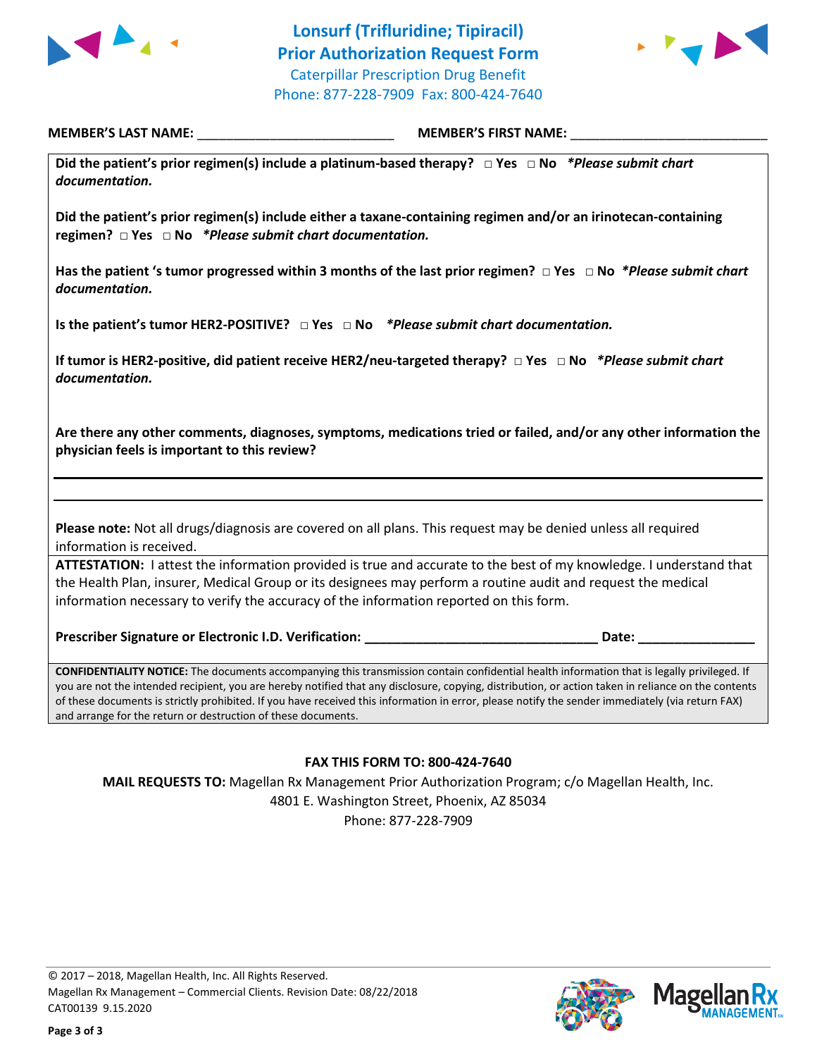# Lonsurf (Trifluridine; Tipiracil)
## Prior Authorization Request Form

Caterpillar Prescription Drug Benefit
Phone: 877-228-7909 Fax: 800-424-7640

**MEMBER'S LAST NAME:** ___________________________ **MEMBER'S FIRST NAME:** ___________________________

**Did the patient's prior regimen(s) include a platinum-based therapy?** □ **Yes** □ **No** ***Please submit chart documentation.***

**Did the patient's prior regimen(s) include either a taxane-containing regimen and/or an irinotecan-containing regimen?** □ **Yes** □ **No** ***Please submit chart documentation.***

**Has the patient 's tumor progressed within 3 months of the last prior regimen?** □ **Yes** □ **No** ***Please submit chart documentation.***

**Is the patient's tumor HER2-POSITIVE?** □ **Yes** □ **No** ***Please submit chart documentation.***

**If tumor is HER2-positive, did patient receive HER2/neu-targeted therapy?** □ **Yes** □ **No** ***Please submit chart documentation.***

**Are there any other comments, diagnoses, symptoms, medications tried or failed, and/or any other information the physician feels is important to this review?**

_______________________________________________________________________________

_______________________________________________________________________________

**Please note:** Not all drugs/diagnosis are covered on all plans. This request may be denied unless all required information is received.

**ATTESTATION:** I attest the information provided is true and accurate to the best of my knowledge. I understand that the Health Plan, insurer, Medical Group or its designees may perform a routine audit and request the medical information necessary to verify the accuracy of the information reported on this form.

**Prescriber Signature or Electronic I.D. Verification:** _______________________________ **Date:** _______________

**CONFIDENTIALITY NOTICE:** The documents accompanying this transmission contain confidential health information that is legally privileged. If you are not the intended recipient, you are hereby notified that any disclosure, copying, distribution, or action taken in reliance on the contents of these documents is strictly prohibited. If you have received this information in error, please notify the sender immediately (via return FAX) and arrange for the return or destruction of these documents.

**FAX THIS FORM TO: 800-424-7640**

**MAIL REQUESTS TO:** Magellan Rx Management Prior Authorization Program; c/o Magellan Health, Inc.
4801 E. Washington Street, Phoenix, AZ 85034
Phone: 877-228-7909

© 2017 – 2018, Magellan Health, Inc. All Rights Reserved.
Magellan Rx Management – Commercial Clients. Revision Date: 08/22/2018
CAT00139 9.15.2020